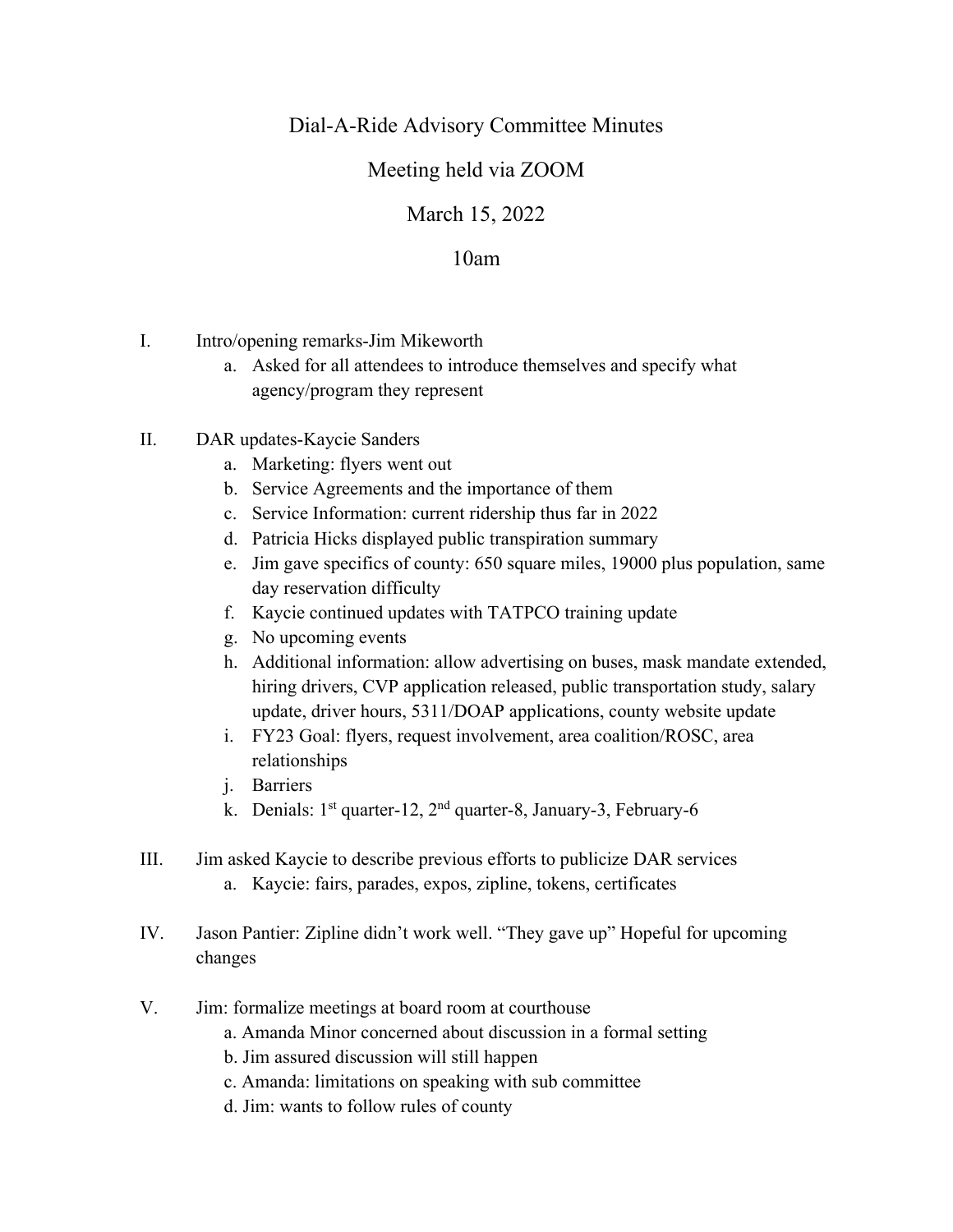# Dial-A-Ride Advisory Committee Minutes

## Meeting held via ZOOM

## March 15, 2022

## 10am

I. Intro/opening remarks-Jim Mikeworth
   a. Asked for all attendees to introduce themselves and specify what agency/program they represent

II. DAR updates-Kaycie Sanders
   a. Marketing: flyers went out
   b. Service Agreements and the importance of them
   c. Service Information: current ridership thus far in 2022
   d. Patricia Hicks displayed public transpiration summary
   e. Jim gave specifics of county: 650 square miles, 19000 plus population, same day reservation difficulty
   f. Kaycie continued updates with TATPCO training update
   g. No upcoming events
   h. Additional information: allow advertising on buses, mask mandate extended, hiring drivers, CVP application released, public transportation study, salary update, driver hours, 5311/DOAP applications, county website update
   i. FY23 Goal: flyers, request involvement, area coalition/ROSC, area relationships
   j. Barriers
   k. Denials: 1st quarter-12, 2nd quarter-8, January-3, February-6

III. Jim asked Kaycie to describe previous efforts to publicize DAR services
   a. Kaycie: fairs, parades, expos, zipline, tokens, certificates

IV. Jason Pantier: Zipline didn't work well. "They gave up" Hopeful for upcoming changes

V. Jim: formalize meetings at board room at courthouse
   a. Amanda Minor concerned about discussion in a formal setting
   b. Jim assured discussion will still happen
   c. Amanda: limitations on speaking with sub committee
   d. Jim: wants to follow rules of county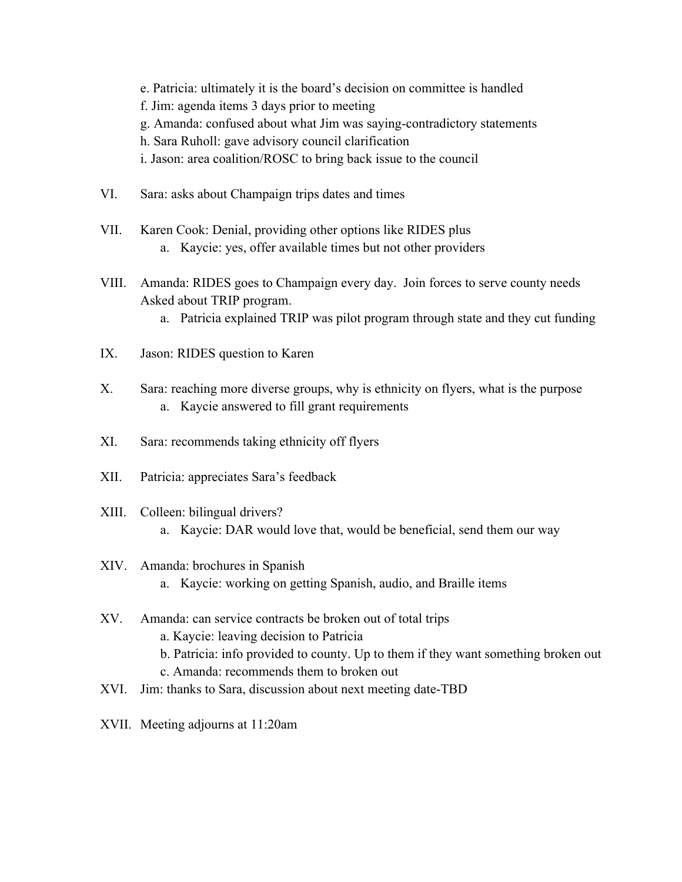e. Patricia: ultimately it is the board's decision on committee is handled
   f. Jim: agenda items 3 days prior to meeting
   g. Amanda: confused about what Jim was saying-contradictory statements
   h. Sara Ruholl: gave advisory council clarification
   i. Jason: area coalition/ROSC to bring back issue to the council

VI. Sara: asks about Champaign trips dates and times

VII. Karen Cook: Denial, providing other options like RIDES plus
   a. Kaycie: yes, offer available times but not other providers

VIII. Amanda: RIDES goes to Champaign every day. Join forces to serve county needs
Asked about TRIP program.
   a. Patricia explained TRIP was pilot program through state and they cut funding

IX. Jason: RIDES question to Karen

X. Sara: reaching more diverse groups, why is ethnicity on flyers, what is the purpose
   a. Kaycie answered to fill grant requirements

XI. Sara: recommends taking ethnicity off flyers

XII. Patricia: appreciates Sara's feedback

XIII. Colleen: bilingual drivers?
   a. Kaycie: DAR would love that, would be beneficial, send them our way

XIV. Amanda: brochures in Spanish
   a. Kaycie: working on getting Spanish, audio, and Braille items

XV. Amanda: can service contracts be broken out of total trips
   a. Kaycie: leaving decision to Patricia
   b. Patricia: info provided to county. Up to them if they want something broken out
   c. Amanda: recommends them to broken out

XVI. Jim: thanks to Sara, discussion about next meeting date-TBD

XVII. Meeting adjourns at 11:20am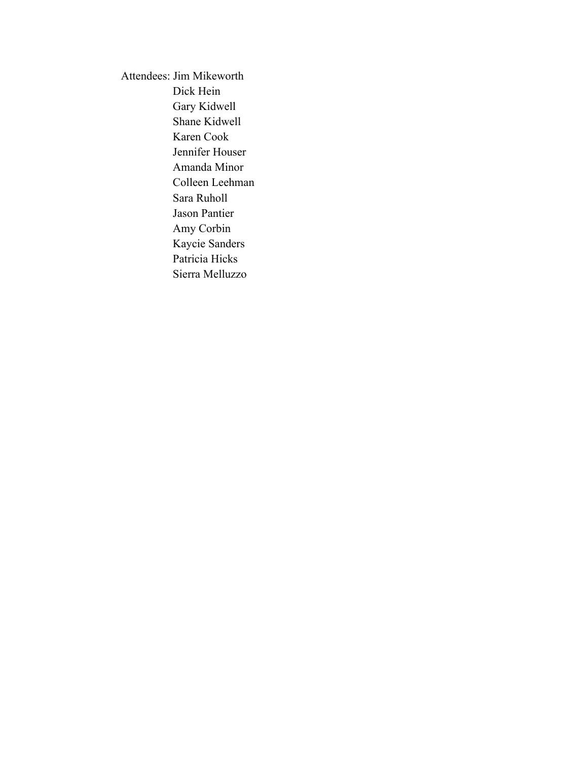Attendees: Jim Mikeworth
Dick Hein
Gary Kidwell
Shane Kidwell
Karen Cook
Jennifer Houser
Amanda Minor
Colleen Leehman
Sara Ruholl
Jason Pantier
Amy Corbin
Kaycie Sanders
Patricia Hicks
Sierra Melluzzo